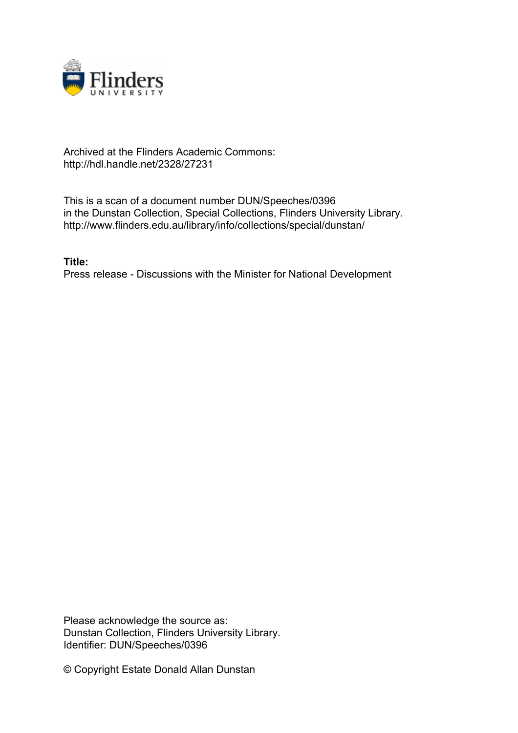Archived at the Flinders Academic Commons:
http://hdl.handle.net/2328/27231

This is a scan of a document number DUN/Speeches/0396
in the Dunstan Collection, Special Collections, Flinders University Library.
http://www.flinders.edu.au/library/info/collections/special/dunstan/

**Title:**
Press release - Discussions with the Minister for National Development

Please acknowledge the source as:
Dunstan Collection, Flinders University Library.
Identifier: DUN/Speeches/0396

© Copyright Estate Donald Allan Dunstan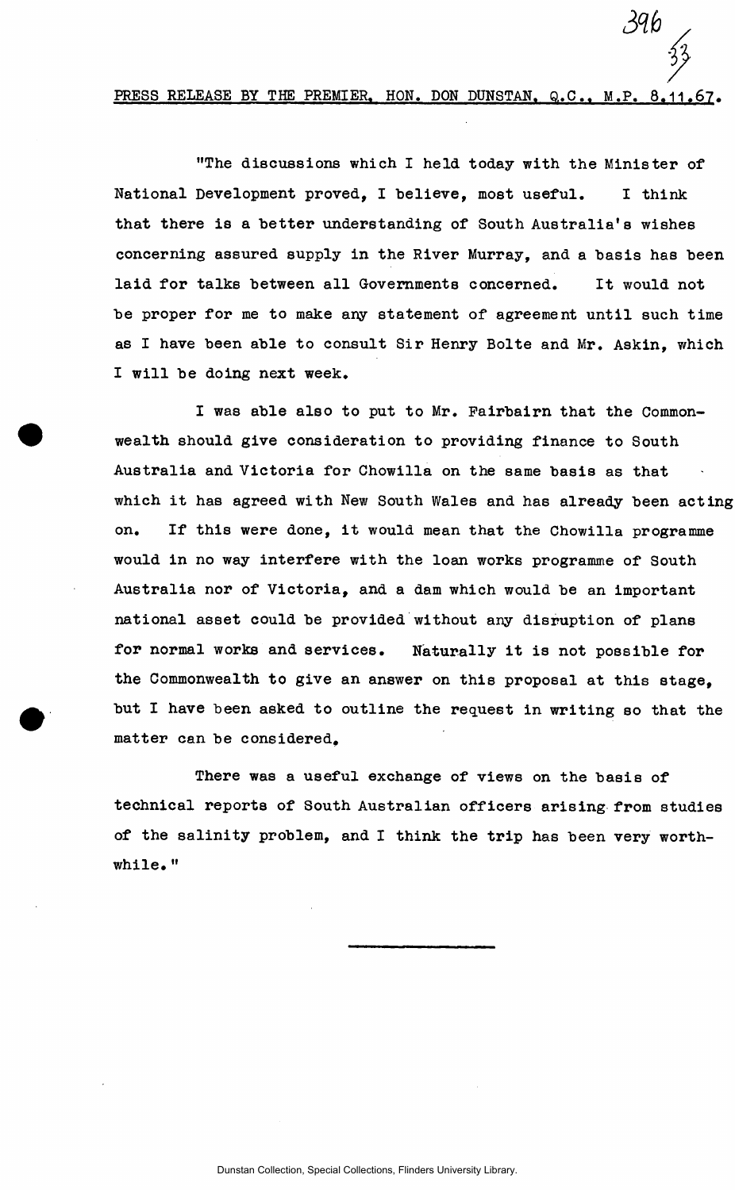PRESS RELEASE BY THE PREMIER, HON. DON DUNSTAN, Q.C., M.P. 8.11.67.

"The discussions which I held today with the Minister of National Development proved, I believe, most useful. I think that there is a better understanding of South Australia's wishes concerning assured supply in the River Murray, and a basis has been laid for talks between all Governments concerned. It would not be proper for me to make any statement of agreement until such time as I have been able to consult Sir Henry Bolte and Mr. Askin, which I will be doing next week.

I was able also to put to Mr. Fairbairn that the Commonwealth should give consideration to providing finance to South Australia and Victoria for Chowilla on the same basis as that which it has agreed with New South Wales and has already been acting on. If this were done, it would mean that the Chowilla programme would in no way interfere with the loan works programme of South Australia nor of Victoria, and a dam which would be an important national asset could be provided without any disruption of plans for normal works and services. Naturally it is not possible for the Commonwealth to give an answer on this proposal at this stage, but I have been asked to outline the request in writing so that the matter can be considered.

There was a useful exchange of views on the basis of technical reports of South Australian officers arising from studies of the salinity problem, and I think the trip has been very worthwhile."